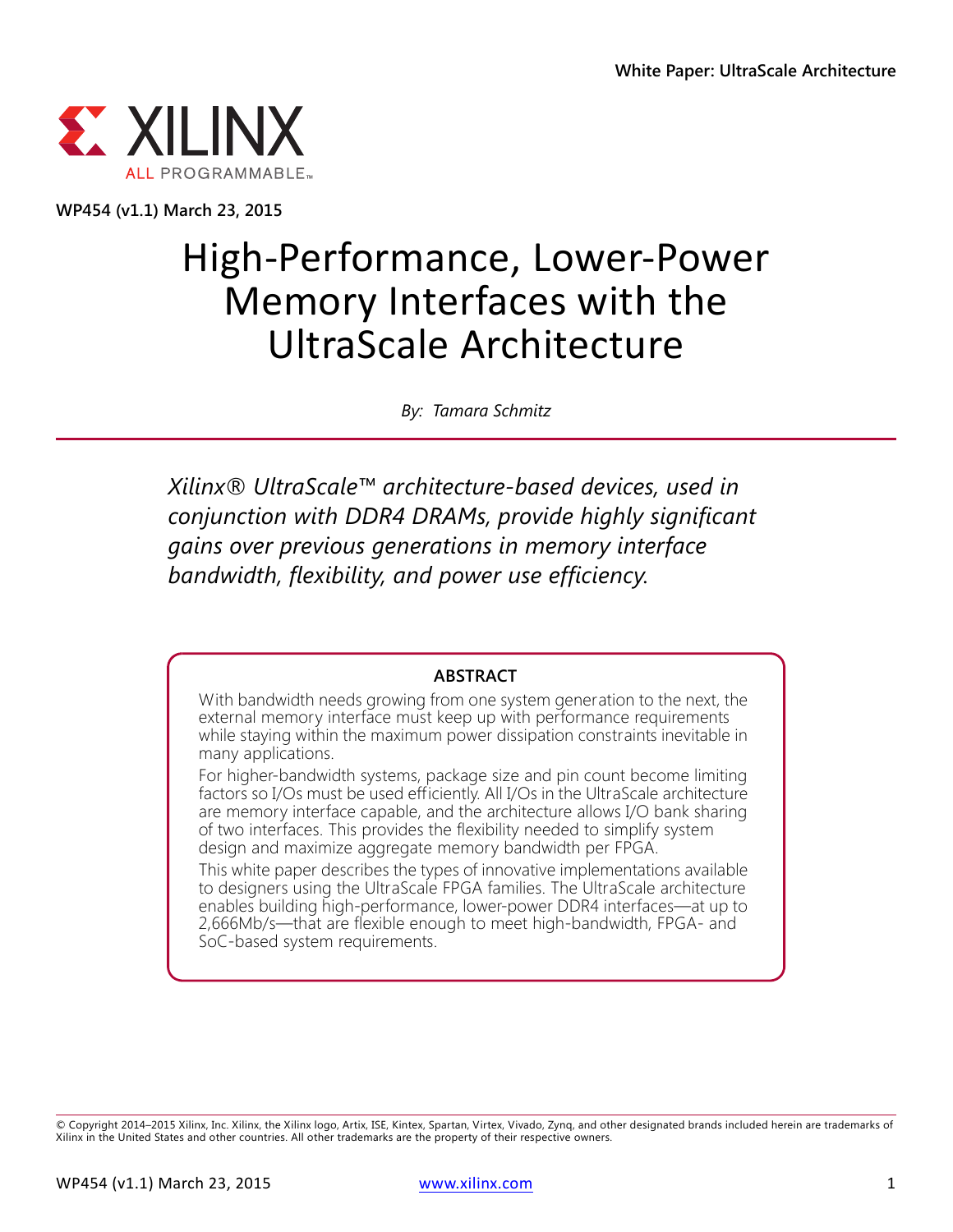White Paper: UltraScale Architecture

WP454 (v1.1) March 23, 2015

# High-Performance, Lower-Power Memory Interfaces with the UltraScale Architecture

*By: Tamara Schmitz*

*Xilinx® UltraScale™ architecture-based devices, used in conjunction with DDR4 DRAMs, provide highly significant gains over previous generations in memory interface bandwidth, flexibility, and power use efficiency.*

## ABSTRACT

With bandwidth needs growing from one system generation to the next, the external memory interface must keep up with performance requirements while staying within the maximum power dissipation constraints inevitable in many applications.

For higher-bandwidth systems, package size and pin count become limiting factors so I/Os must be used efficiently. All I/Os in the UltraScale architecture are memory interface capable, and the architecture allows I/O bank sharing of two interfaces. This provides the flexibility needed to simplify system design and maximize aggregate memory bandwidth per FPGA.

This white paper describes the types of innovative implementations available to designers using the UltraScale FPGA families. The UltraScale architecture enables building high-performance, lower-power DDR4 interfaces—at up to 2,666Mb/s—that are flexible enough to meet high-bandwidth, FPGA- and SoC-based system requirements.

© Copyright 2014–2015 Xilinx, Inc. Xilinx, the Xilinx logo, Artix, ISE, Kintex, Spartan, Virtex, Vivado, Zynq, and other designated brands included herein are trademarks of Xilinx in the United States and other countries. All other trademarks are the property of their respective owners.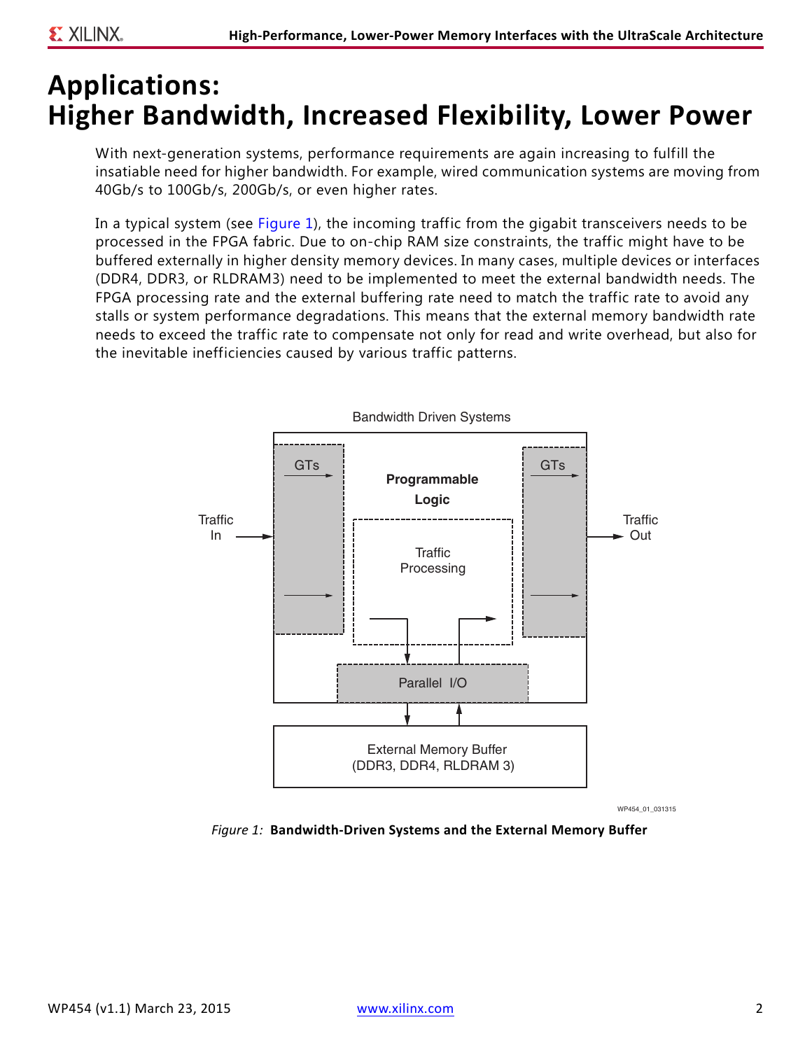// Applications:
# Higher Bandwidth, Increased Flexibility, Lower Power

With next-generation systems, performance requirements are again increasing to fulfill the insatiable need for higher bandwidth. For example, wired communication systems are moving from 40Gb/s to 100Gb/s, 200Gb/s, or even higher rates.

In a typical system (see Figure 1), the incoming traffic from the gigabit transceivers needs to be processed in the FPGA fabric. Due to on-chip RAM size constraints, the traffic might have to be buffered externally in higher density memory devices. In many cases, multiple devices or interfaces (DDR4, DDR3, or RLDRAM3) need to be implemented to meet the external bandwidth needs. The FPGA processing rate and the external buffering rate need to match the traffic rate to avoid any stalls or system performance degradations. This means that the external memory bandwidth rate needs to exceed the traffic rate to compensate not only for read and write overhead, but also for the inevitable inefficiencies caused by various traffic patterns.

Bandwidth Driven Systems

Traffic In — GTs — Programmable Logic — Traffic Processing — GTs — Traffic Out

Parallel I/O

External Memory Buffer (DDR3, DDR4, RLDRAM 3)

WP454_01_031315

*Figure 1:* **Bandwidth-Driven Systems and the External Memory Buffer**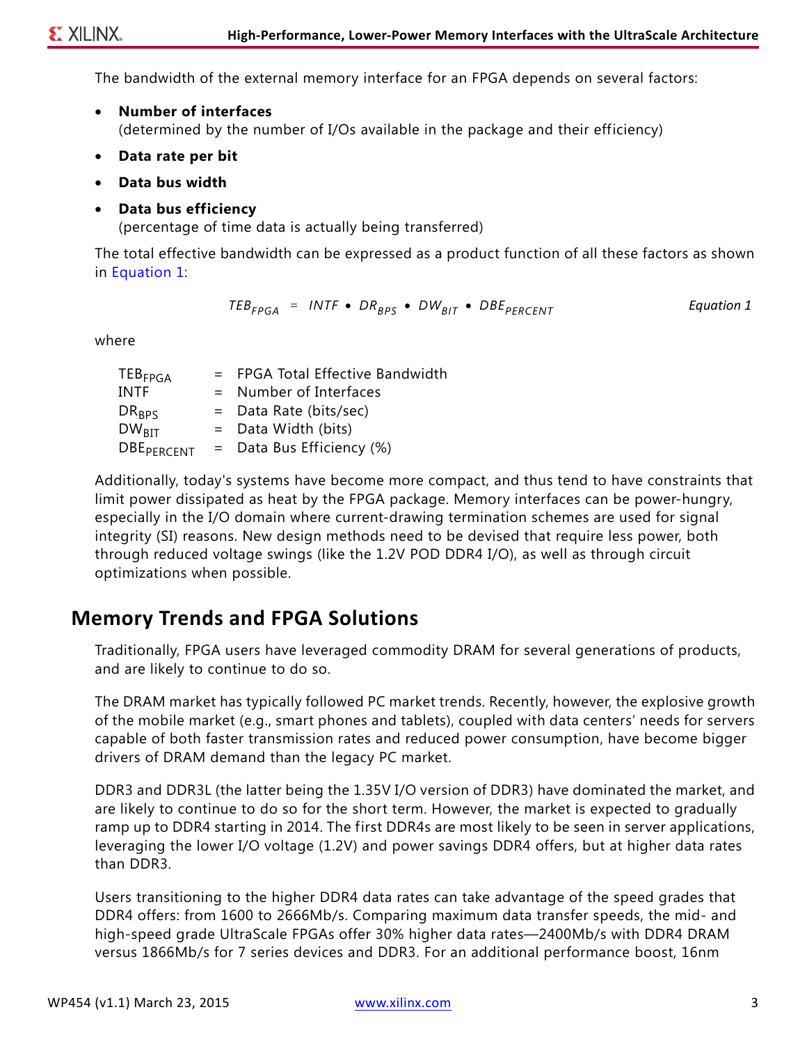The bandwidth of the external memory interface for an FPGA depends on several factors:

- **Number of interfaces**
  (determined by the number of I/Os available in the package and their efficiency)
- **Data rate per bit**
- **Data bus width**
- **Data bus efficiency**
  (percentage of time data is actually being transferred)

The total effective bandwidth can be expressed as a product function of all these factors as shown in Equation 1:

$$TEB_{FPGA} = INTF \bullet DR_{BPS} \bullet DW_{BIT} \bullet DBE_{PERCENT} \qquad \text{Equation 1}$$

where

$TEB_{FPGA}$ = FPGA Total Effective Bandwidth
$INTF$ = Number of Interfaces
$DR_{BPS}$ = Data Rate (bits/sec)
$DW_{BIT}$ = Data Width (bits)
$DBE_{PERCENT}$ = Data Bus Efficiency (%)

Additionally, today's systems have become more compact, and thus tend to have constraints that limit power dissipated as heat by the FPGA package. Memory interfaces can be power-hungry, especially in the I/O domain where current-drawing termination schemes are used for signal integrity (SI) reasons. New design methods need to be devised that require less power, both through reduced voltage swings (like the 1.2V POD DDR4 I/O), as well as through circuit optimizations when possible.

## Memory Trends and FPGA Solutions

Traditionally, FPGA users have leveraged commodity DRAM for several generations of products, and are likely to continue to do so.

The DRAM market has typically followed PC market trends. Recently, however, the explosive growth of the mobile market (e.g., smart phones and tablets), coupled with data centers' needs for servers capable of both faster transmission rates and reduced power consumption, have become bigger drivers of DRAM demand than the legacy PC market.

DDR3 and DDR3L (the latter being the 1.35V I/O version of DDR3) have dominated the market, and are likely to continue to do so for the short term. However, the market is expected to gradually ramp up to DDR4 starting in 2014. The first DDR4s are most likely to be seen in server applications, leveraging the lower I/O voltage (1.2V) and power savings DDR4 offers, but at higher data rates than DDR3.

Users transitioning to the higher DDR4 data rates can take advantage of the speed grades that DDR4 offers: from 1600 to 2666Mb/s. Comparing maximum data transfer speeds, the mid- and high-speed grade UltraScale FPGAs offer 30% higher data rates—2400Mb/s with DDR4 DRAM versus 1866Mb/s for 7 series devices and DDR3. For an additional performance boost, 16nm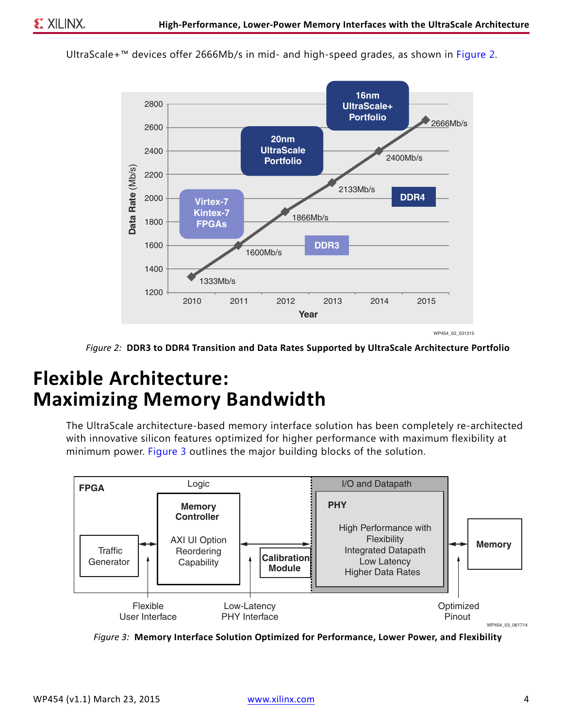UltraScale+™ devices offer 2666Mb/s in mid- and high-speed grades, as shown in Figure 2.

*Figure 2:* **DDR3 to DDR4 Transition and Data Rates Supported by UltraScale Architecture Portfolio**

# Flexible Architecture: Maximizing Memory Bandwidth

The UltraScale architecture-based memory interface solution has been completely re-architected with innovative silicon features optimized for higher performance with maximum flexibility at minimum power. Figure 3 outlines the major building blocks of the solution.

*Figure 3:* **Memory Interface Solution Optimized for Performance, Lower Power, and Flexibility**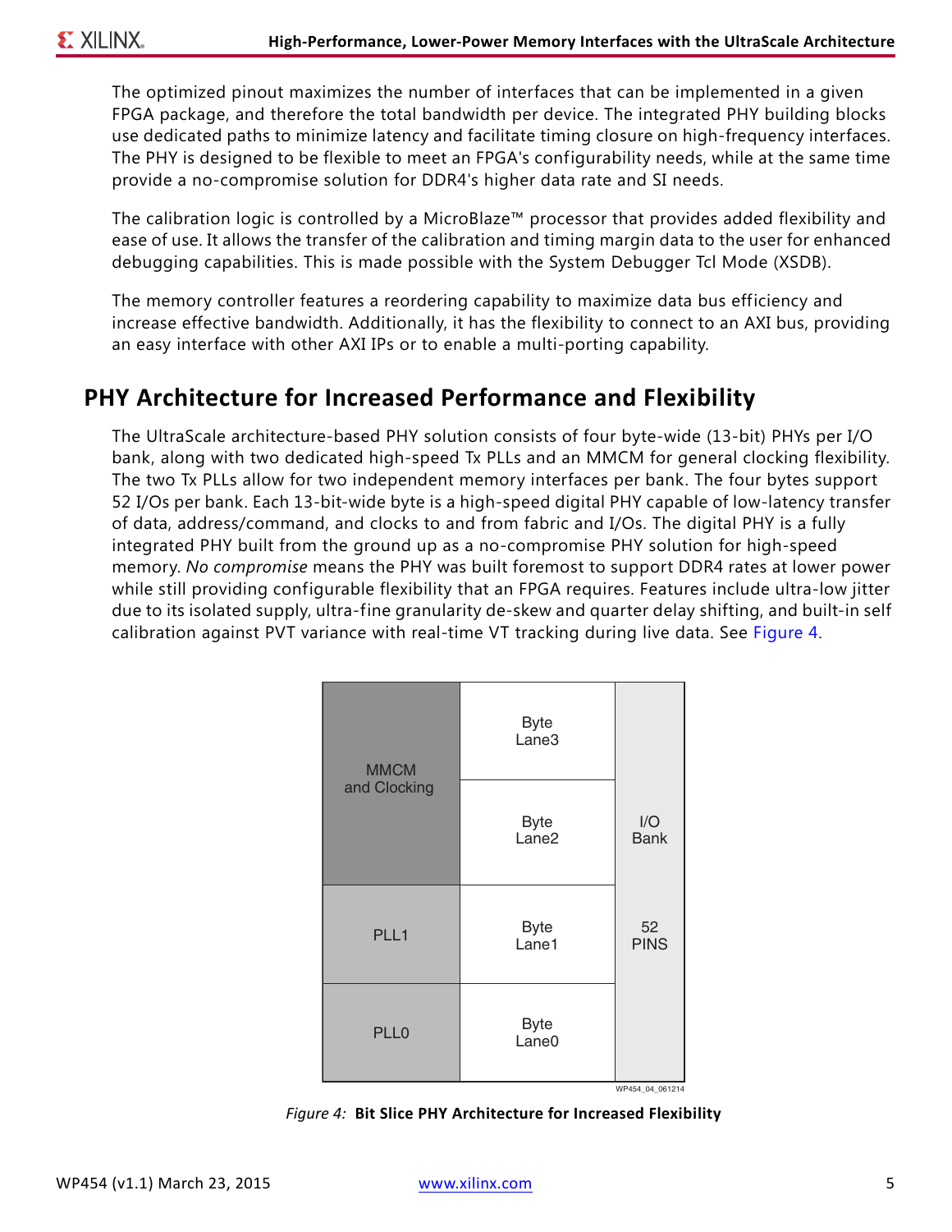The optimized pinout maximizes the number of interfaces that can be implemented in a given FPGA package, and therefore the total bandwidth per device. The integrated PHY building blocks use dedicated paths to minimize latency and facilitate timing closure on high-frequency interfaces. The PHY is designed to be flexible to meet an FPGA's configurability needs, while at the same time provide a no-compromise solution for DDR4's higher data rate and SI needs.

The calibration logic is controlled by a MicroBlaze™ processor that provides added flexibility and ease of use. It allows the transfer of the calibration and timing margin data to the user for enhanced debugging capabilities. This is made possible with the System Debugger Tcl Mode (XSDB).

The memory controller features a reordering capability to maximize data bus efficiency and increase effective bandwidth. Additionally, it has the flexibility to connect to an AXI bus, providing an easy interface with other AXI IPs or to enable a multi-porting capability.

## PHY Architecture for Increased Performance and Flexibility

The UltraScale architecture-based PHY solution consists of four byte-wide (13-bit) PHYs per I/O bank, along with two dedicated high-speed Tx PLLs and an MMCM for general clocking flexibility. The two Tx PLLs allow for two independent memory interfaces per bank. The four bytes support 52 I/Os per bank. Each 13-bit-wide byte is a high-speed digital PHY capable of low-latency transfer of data, address/command, and clocks to and from fabric and I/Os. The digital PHY is a fully integrated PHY built from the ground up as a no-compromise PHY solution for high-speed memory. *No compromise* means the PHY was built foremost to support DDR4 rates at lower power while still providing configurable flexibility that an FPGA requires. Features include ultra-low jitter due to its isolated supply, ultra-fine granularity de-skew and quarter delay shifting, and built-in self calibration against PVT variance with real-time VT tracking during live data. See Figure 4.

| | | |
|---|---|---|
| MMCM and Clocking | Byte Lane3 | I/O Bank 52 PINS |
| | Byte Lane2 | |
| PLL1 | Byte Lane1 | |
| PLL0 | Byte Lane0 | |

WP454_04_061214

*Figure 4:* **Bit Slice PHY Architecture for Increased Flexibility**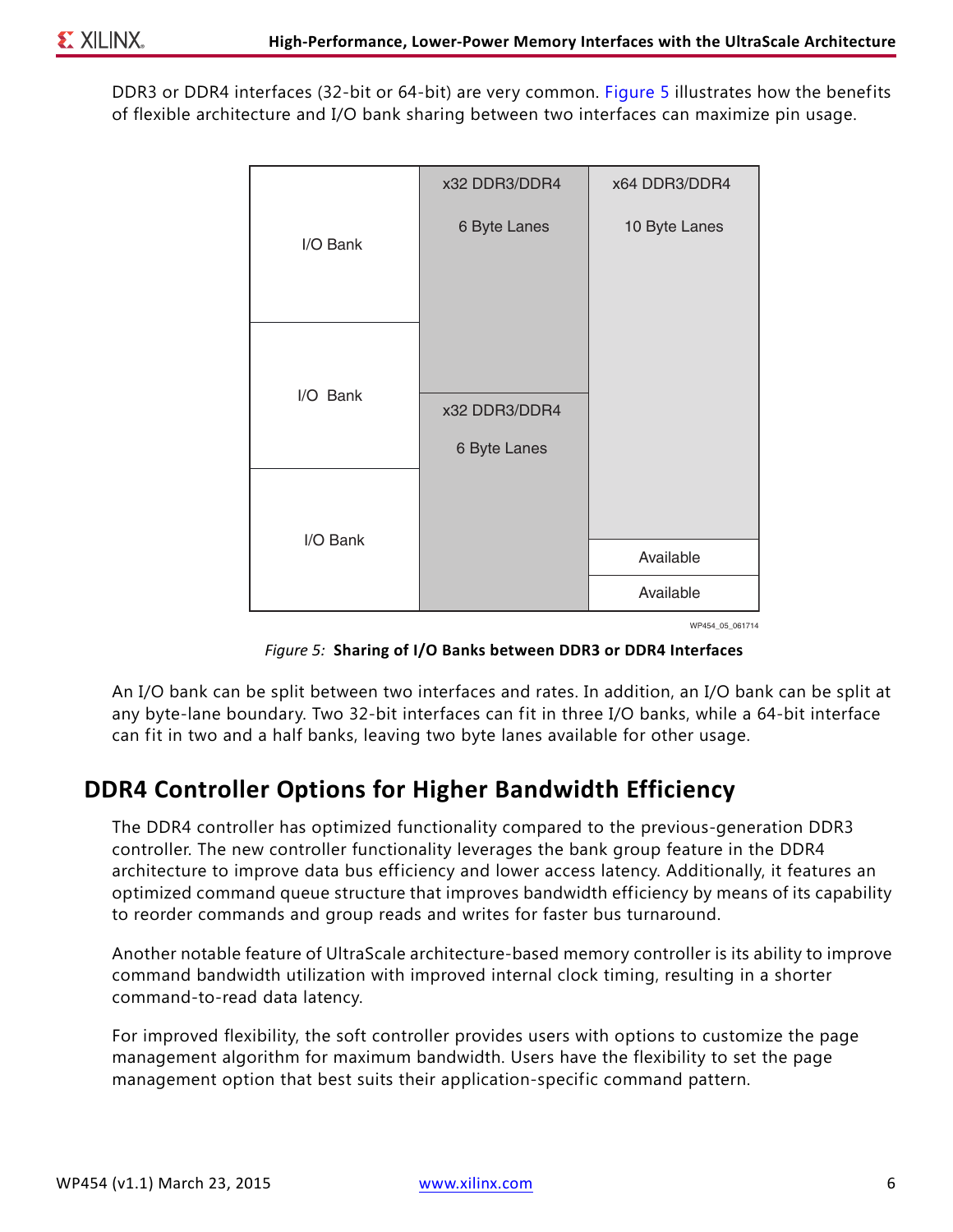DDR3 or DDR4 interfaces (32-bit or 64-bit) are very common. Figure 5 illustrates how the benefits of flexible architecture and I/O bank sharing between two interfaces can maximize pin usage.

| | | |
|---|---|---|
| I/O Bank | x32 DDR3/DDR4<br>6 Byte Lanes | x64 DDR3/DDR4<br>10 Byte Lanes |
| I/O Bank | x32 DDR3/DDR4<br>6 Byte Lanes | |
| I/O Bank | | Available<br>Available |

WP454_05_061714

*Figure 5:* **Sharing of I/O Banks between DDR3 or DDR4 Interfaces**

An I/O bank can be split between two interfaces and rates. In addition, an I/O bank can be split at any byte-lane boundary. Two 32-bit interfaces can fit in three I/O banks, while a 64-bit interface can fit in two and a half banks, leaving two byte lanes available for other usage.

## DDR4 Controller Options for Higher Bandwidth Efficiency

The DDR4 controller has optimized functionality compared to the previous-generation DDR3 controller. The new controller functionality leverages the bank group feature in the DDR4 architecture to improve data bus efficiency and lower access latency. Additionally, it features an optimized command queue structure that improves bandwidth efficiency by means of its capability to reorder commands and group reads and writes for faster bus turnaround.

Another notable feature of UltraScale architecture-based memory controller is its ability to improve command bandwidth utilization with improved internal clock timing, resulting in a shorter command-to-read data latency.

For improved flexibility, the soft controller provides users with options to customize the page management algorithm for maximum bandwidth. Users have the flexibility to set the page management option that best suits their application-specific command pattern.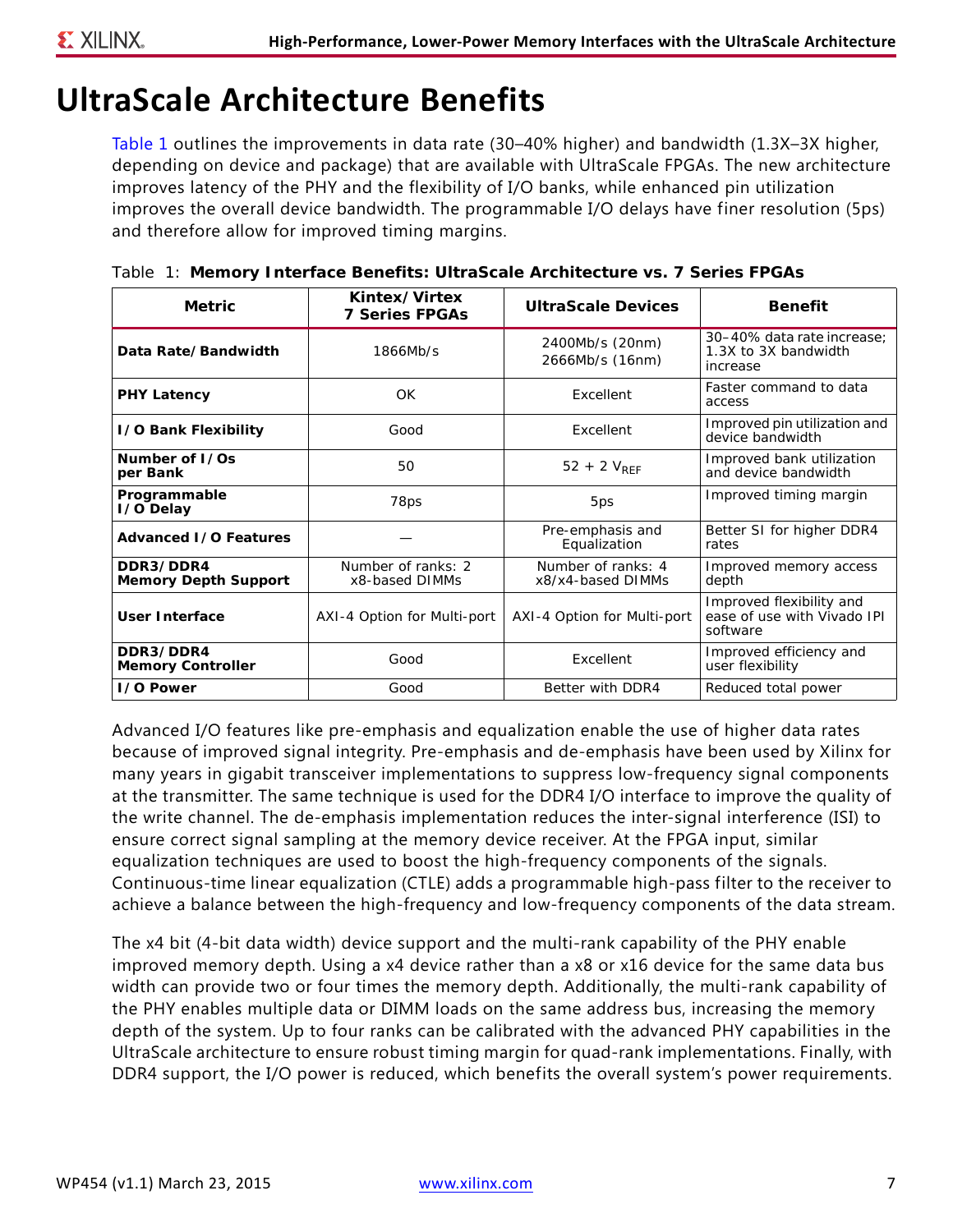# UltraScale Architecture Benefits

Table 1 outlines the improvements in data rate (30–40% higher) and bandwidth (1.3X–3X higher, depending on device and package) that are available with UltraScale FPGAs. The new architecture improves latency of the PHY and the flexibility of I/O banks, while enhanced pin utilization improves the overall device bandwidth. The programmable I/O delays have finer resolution (5ps) and therefore allow for improved timing margins.

Table 1: **Memory Interface Benefits: UltraScale Architecture vs. 7 Series FPGAs**

| Metric | Kintex/Virtex 7 Series FPGAs | UltraScale Devices | Benefit |
|---|---|---|---|
| **Data Rate/Bandwidth** | 1866Mb/s | 2400Mb/s (20nm) 2666Mb/s (16nm) | 30–40% data rate increase; 1.3X to 3X bandwidth increase |
| **PHY Latency** | OK | Excellent | Faster command to data access |
| **I/O Bank Flexibility** | Good | Excellent | Improved pin utilization and device bandwidth |
| **Number of I/Os per Bank** | 50 | 52 + 2 $V_{REF}$ | Improved bank utilization and device bandwidth |
| **Programmable I/O Delay** | 78ps | 5ps | Improved timing margin |
| **Advanced I/O Features** | — | Pre-emphasis and Equalization | Better SI for higher DDR4 rates |
| **DDR3/DDR4 Memory Depth Support** | Number of ranks: 2 x8-based DIMMs | Number of ranks: 4 x8/x4-based DIMMs | Improved memory access depth |
| **User Interface** | AXI-4 Option for Multi-port | AXI-4 Option for Multi-port | Improved flexibility and ease of use with Vivado IPI software |
| **DDR3/DDR4 Memory Controller** | Good | Excellent | Improved efficiency and user flexibility |
| **I/O Power** | Good | Better with DDR4 | Reduced total power |

Advanced I/O features like pre-emphasis and equalization enable the use of higher data rates because of improved signal integrity. Pre-emphasis and de-emphasis have been used by Xilinx for many years in gigabit transceiver implementations to suppress low-frequency signal components at the transmitter. The same technique is used for the DDR4 I/O interface to improve the quality of the write channel. The de-emphasis implementation reduces the inter-signal interference (ISI) to ensure correct signal sampling at the memory device receiver. At the FPGA input, similar equalization techniques are used to boost the high-frequency components of the signals. Continuous-time linear equalization (CTLE) adds a programmable high-pass filter to the receiver to achieve a balance between the high-frequency and low-frequency components of the data stream.

The x4 bit (4-bit data width) device support and the multi-rank capability of the PHY enable improved memory depth. Using a x4 device rather than a x8 or x16 device for the same data bus width can provide two or four times the memory depth. Additionally, the multi-rank capability of the PHY enables multiple data or DIMM loads on the same address bus, increasing the memory depth of the system. Up to four ranks can be calibrated with the advanced PHY capabilities in the UltraScale architecture to ensure robust timing margin for quad-rank implementations. Finally, with DDR4 support, the I/O power is reduced, which benefits the overall system's power requirements.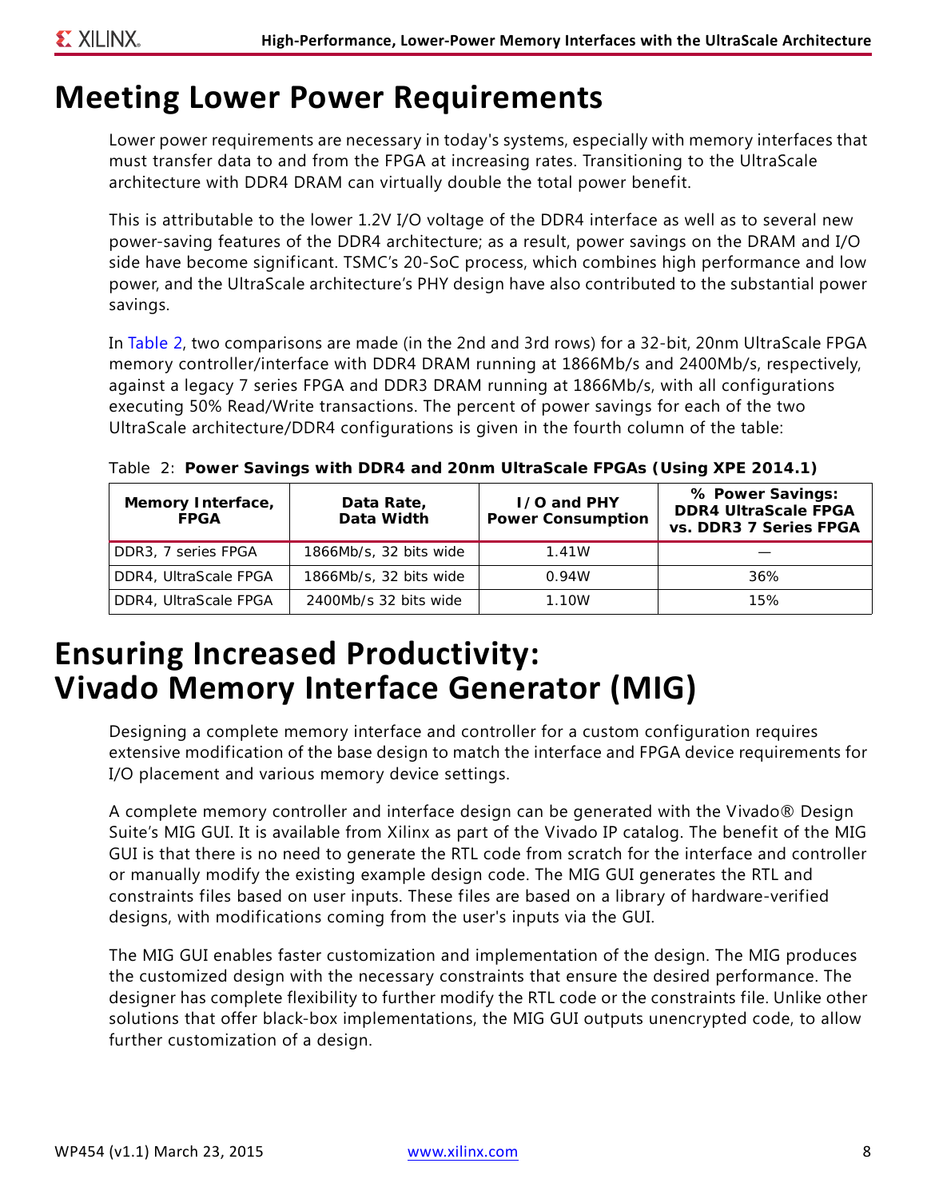# Meeting Lower Power Requirements

Lower power requirements are necessary in today's systems, especially with memory interfaces that must transfer data to and from the FPGA at increasing rates. Transitioning to the UltraScale architecture with DDR4 DRAM can virtually double the total power benefit.

This is attributable to the lower 1.2V I/O voltage of the DDR4 interface as well as to several new power-saving features of the DDR4 architecture; as a result, power savings on the DRAM and I/O side have become significant. TSMC's 20-SoC process, which combines high performance and low power, and the UltraScale architecture's PHY design have also contributed to the substantial power savings.

In Table 2, two comparisons are made (in the 2nd and 3rd rows) for a 32-bit, 20nm UltraScale FPGA memory controller/interface with DDR4 DRAM running at 1866Mb/s and 2400Mb/s, respectively, against a legacy 7 series FPGA and DDR3 DRAM running at 1866Mb/s, with all configurations executing 50% Read/Write transactions. The percent of power savings for each of the two UltraScale architecture/DDR4 configurations is given in the fourth column of the table:

Table 2: **Power Savings with DDR4 and 20nm UltraScale FPGAs (Using XPE 2014.1)**

| Memory Interface, FPGA | Data Rate, Data Width | I/O and PHY Power Consumption | % Power Savings: DDR4 UltraScale FPGA vs. DDR3 7 Series FPGA |
|---|---|---|---|
| DDR3, 7 series FPGA | 1866Mb/s, 32 bits wide | 1.41W | — |
| DDR4, UltraScale FPGA | 1866Mb/s, 32 bits wide | 0.94W | 36% |
| DDR4, UltraScale FPGA | 2400Mb/s 32 bits wide | 1.10W | 15% |

# Ensuring Increased Productivity: Vivado Memory Interface Generator (MIG)

Designing a complete memory interface and controller for a custom configuration requires extensive modification of the base design to match the interface and FPGA device requirements for I/O placement and various memory device settings.

A complete memory controller and interface design can be generated with the Vivado® Design Suite's MIG GUI. It is available from Xilinx as part of the Vivado IP catalog. The benefit of the MIG GUI is that there is no need to generate the RTL code from scratch for the interface and controller or manually modify the existing example design code. The MIG GUI generates the RTL and constraints files based on user inputs. These files are based on a library of hardware-verified designs, with modifications coming from the user's inputs via the GUI.

The MIG GUI enables faster customization and implementation of the design. The MIG produces the customized design with the necessary constraints that ensure the desired performance. The designer has complete flexibility to further modify the RTL code or the constraints file. Unlike other solutions that offer black-box implementations, the MIG GUI outputs unencrypted code, to allow further customization of a design.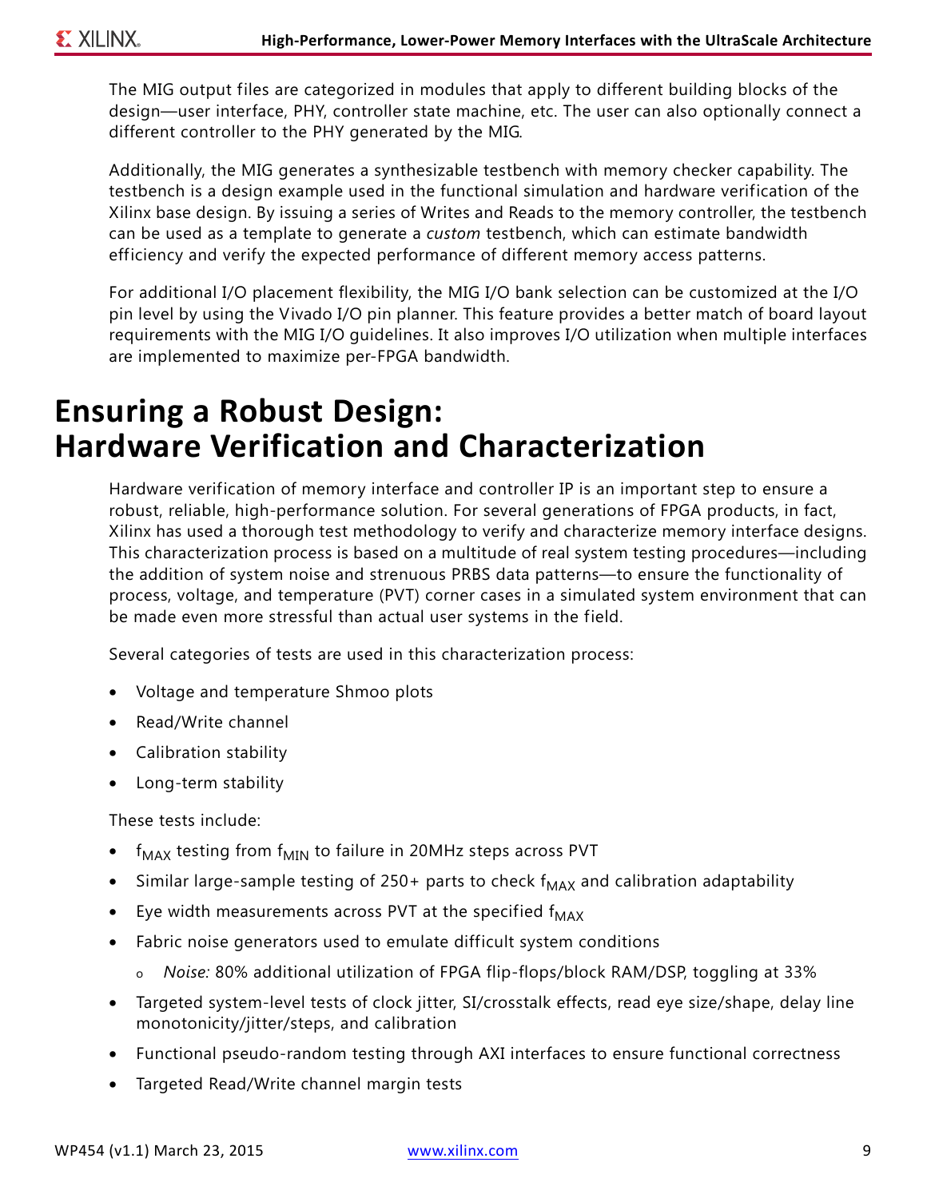The MIG output files are categorized in modules that apply to different building blocks of the design—user interface, PHY, controller state machine, etc. The user can also optionally connect a different controller to the PHY generated by the MIG.

Additionally, the MIG generates a synthesizable testbench with memory checker capability. The testbench is a design example used in the functional simulation and hardware verification of the Xilinx base design. By issuing a series of Writes and Reads to the memory controller, the testbench can be used as a template to generate a *custom* testbench, which can estimate bandwidth efficiency and verify the expected performance of different memory access patterns.

For additional I/O placement flexibility, the MIG I/O bank selection can be customized at the I/O pin level by using the Vivado I/O pin planner. This feature provides a better match of board layout requirements with the MIG I/O guidelines. It also improves I/O utilization when multiple interfaces are implemented to maximize per-FPGA bandwidth.

# Ensuring a Robust Design: Hardware Verification and Characterization

Hardware verification of memory interface and controller IP is an important step to ensure a robust, reliable, high-performance solution. For several generations of FPGA products, in fact, Xilinx has used a thorough test methodology to verify and characterize memory interface designs. This characterization process is based on a multitude of real system testing procedures—including the addition of system noise and strenuous PRBS data patterns—to ensure the functionality of process, voltage, and temperature (PVT) corner cases in a simulated system environment that can be made even more stressful than actual user systems in the field.

Several categories of tests are used in this characterization process:

- Voltage and temperature Shmoo plots
- Read/Write channel
- Calibration stability
- Long-term stability

These tests include:

- $f_{MAX}$ testing from $f_{MIN}$ to failure in 20MHz steps across PVT
- Similar large-sample testing of 250+ parts to check $f_{MAX}$ and calibration adaptability
- Eye width measurements across PVT at the specified $f_{MAX}$
- Fabric noise generators used to emulate difficult system conditions
  - *Noise:* 80% additional utilization of FPGA flip-flops/block RAM/DSP, toggling at 33%
- Targeted system-level tests of clock jitter, SI/crosstalk effects, read eye size/shape, delay line monotonicity/jitter/steps, and calibration
- Functional pseudo-random testing through AXI interfaces to ensure functional correctness
- Targeted Read/Write channel margin tests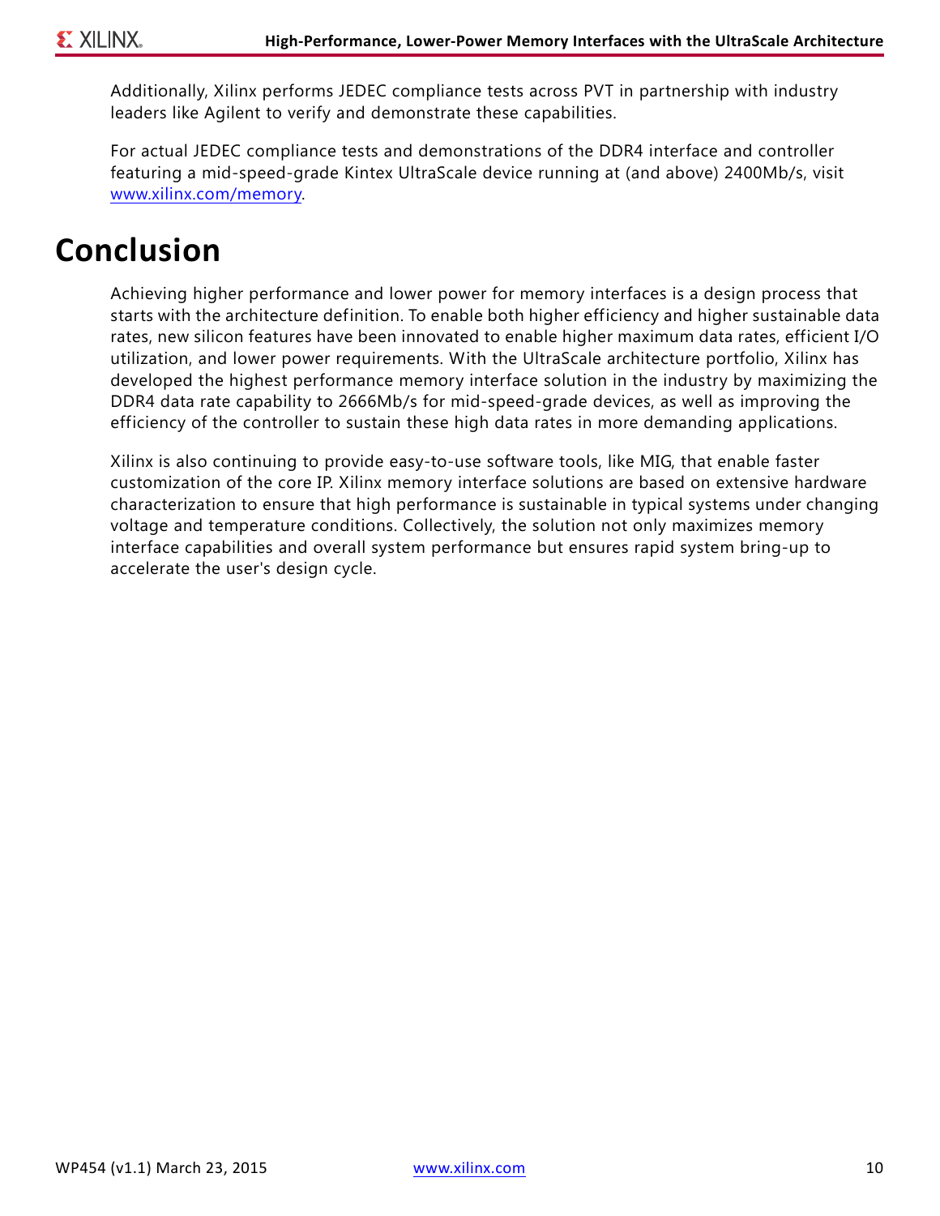Additionally, Xilinx performs JEDEC compliance tests across PVT in partnership with industry leaders like Agilent to verify and demonstrate these capabilities.

For actual JEDEC compliance tests and demonstrations of the DDR4 interface and controller featuring a mid-speed-grade Kintex UltraScale device running at (and above) 2400Mb/s, visit [www.xilinx.com/memory](www.xilinx.com/memory).

# Conclusion

Achieving higher performance and lower power for memory interfaces is a design process that starts with the architecture definition. To enable both higher efficiency and higher sustainable data rates, new silicon features have been innovated to enable higher maximum data rates, efficient I/O utilization, and lower power requirements. With the UltraScale architecture portfolio, Xilinx has developed the highest performance memory interface solution in the industry by maximizing the DDR4 data rate capability to 2666Mb/s for mid-speed-grade devices, as well as improving the efficiency of the controller to sustain these high data rates in more demanding applications.

Xilinx is also continuing to provide easy-to-use software tools, like MIG, that enable faster customization of the core IP. Xilinx memory interface solutions are based on extensive hardware characterization to ensure that high performance is sustainable in typical systems under changing voltage and temperature conditions. Collectively, the solution not only maximizes memory interface capabilities and overall system performance but ensures rapid system bring-up to accelerate the user's design cycle.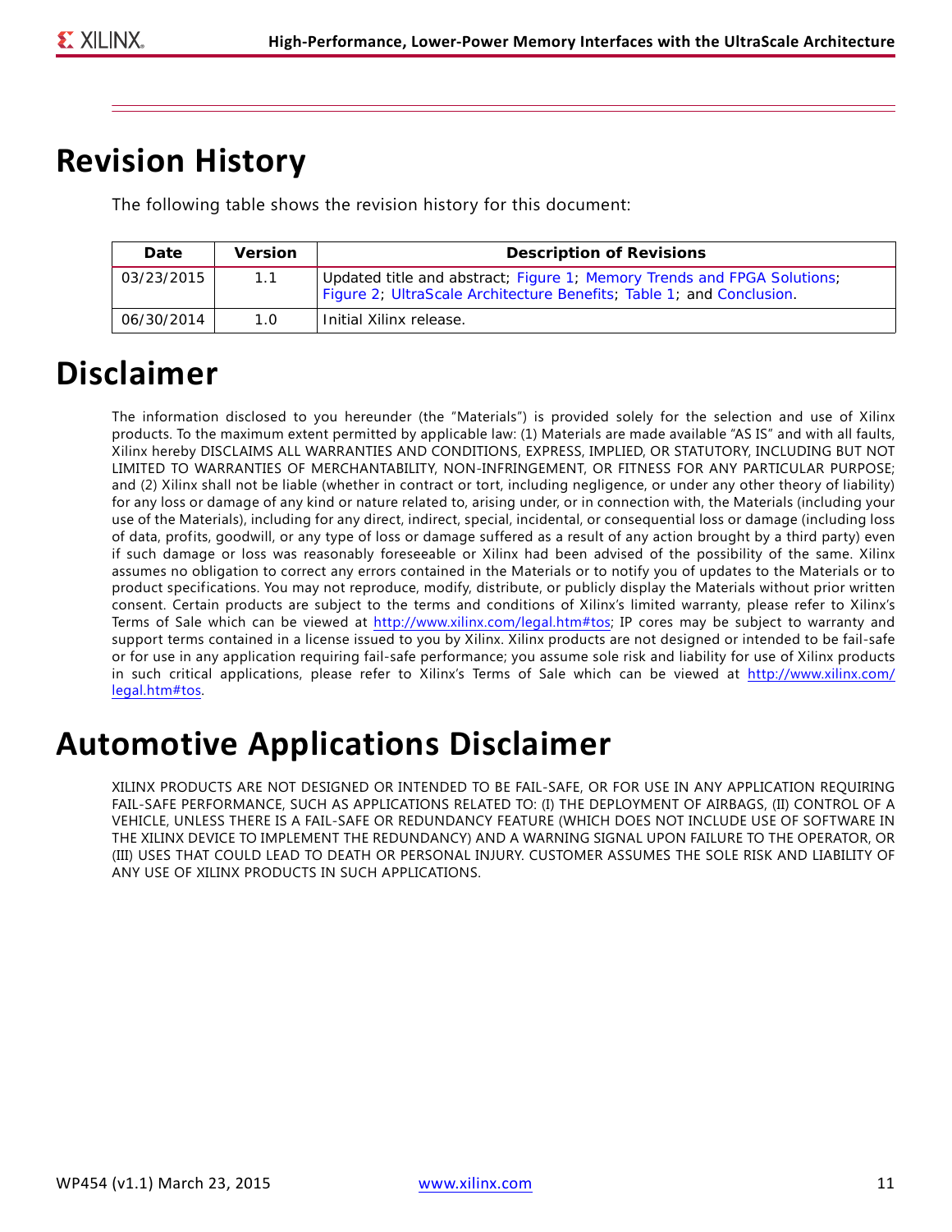# Revision History

The following table shows the revision history for this document:

| Date | Version | Description of Revisions |
|---|---|---|
| 03/23/2015 | 1.1 | Updated title and abstract; Figure 1; Memory Trends and FPGA Solutions; Figure 2; UltraScale Architecture Benefits; Table 1; and Conclusion. |
| 06/30/2014 | 1.0 | Initial Xilinx release. |

# Disclaimer

The information disclosed to you hereunder (the "Materials") is provided solely for the selection and use of Xilinx products. To the maximum extent permitted by applicable law: (1) Materials are made available "AS IS" and with all faults, Xilinx hereby DISCLAIMS ALL WARRANTIES AND CONDITIONS, EXPRESS, IMPLIED, OR STATUTORY, INCLUDING BUT NOT LIMITED TO WARRANTIES OF MERCHANTABILITY, NON-INFRINGEMENT, OR FITNESS FOR ANY PARTICULAR PURPOSE; and (2) Xilinx shall not be liable (whether in contract or tort, including negligence, or under any other theory of liability) for any loss or damage of any kind or nature related to, arising under, or in connection with, the Materials (including your use of the Materials), including for any direct, indirect, special, incidental, or consequential loss or damage (including loss of data, profits, goodwill, or any type of loss or damage suffered as a result of any action brought by a third party) even if such damage or loss was reasonably foreseeable or Xilinx had been advised of the possibility of the same. Xilinx assumes no obligation to correct any errors contained in the Materials or to notify you of updates to the Materials or to product specifications. You may not reproduce, modify, distribute, or publicly display the Materials without prior written consent. Certain products are subject to the terms and conditions of Xilinx's limited warranty, please refer to Xilinx's Terms of Sale which can be viewed at http://www.xilinx.com/legal.htm#tos; IP cores may be subject to warranty and support terms contained in a license issued to you by Xilinx. Xilinx products are not designed or intended to be fail-safe or for use in any application requiring fail-safe performance; you assume sole risk and liability for use of Xilinx products in such critical applications, please refer to Xilinx's Terms of Sale which can be viewed at http://www.xilinx.com/legal.htm#tos.

# Automotive Applications Disclaimer

XILINX PRODUCTS ARE NOT DESIGNED OR INTENDED TO BE FAIL-SAFE, OR FOR USE IN ANY APPLICATION REQUIRING FAIL-SAFE PERFORMANCE, SUCH AS APPLICATIONS RELATED TO: (I) THE DEPLOYMENT OF AIRBAGS, (II) CONTROL OF A VEHICLE, UNLESS THERE IS A FAIL-SAFE OR REDUNDANCY FEATURE (WHICH DOES NOT INCLUDE USE OF SOFTWARE IN THE XILINX DEVICE TO IMPLEMENT THE REDUNDANCY) AND A WARNING SIGNAL UPON FAILURE TO THE OPERATOR, OR (III) USES THAT COULD LEAD TO DEATH OR PERSONAL INJURY. CUSTOMER ASSUMES THE SOLE RISK AND LIABILITY OF ANY USE OF XILINX PRODUCTS IN SUCH APPLICATIONS.